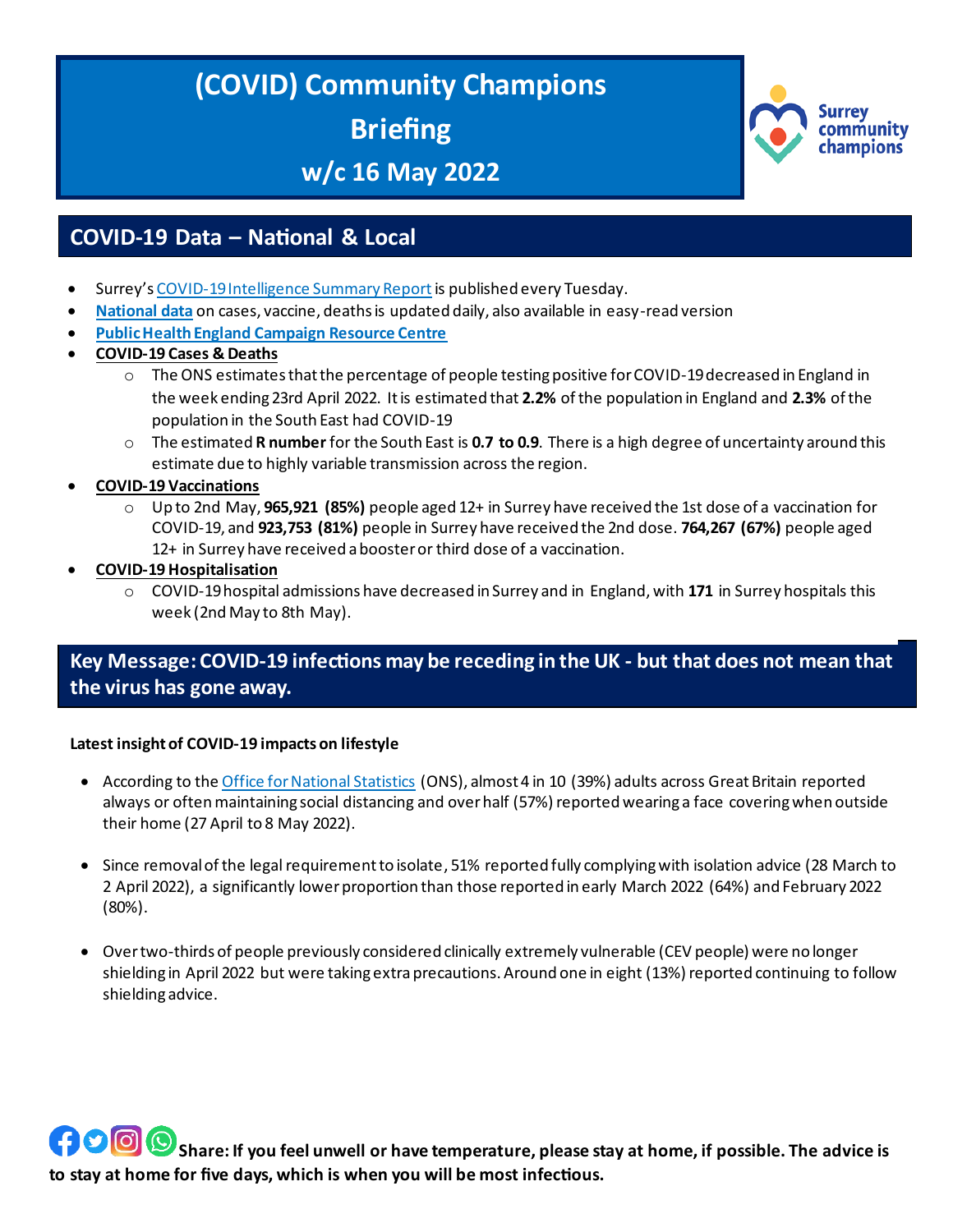# (COVID) Community Champions Briefing w/c 16 May 2022

Surrey community champions

## COVID-19 Data – National & Local

- Surrey's COVID-19 Intelligence Summary Report is published every Tuesday.
- **National data** on cases, vaccine, deaths is updated daily, also available in easy-read version
- **Public Health England Campaign Resource Centre**
- **COVID-19 Cases & Deaths**
  - The ONS estimates that the percentage of people testing positive for COVID-19 decreased in England in the week ending 23rd April 2022. It is estimated that **2.2%** of the population in England and **2.3%** of the population in the South East had COVID-19
  - The estimated **R number** for the South East is **0.7 to 0.9**. There is a high degree of uncertainty around this estimate due to highly variable transmission across the region.
- **COVID-19 Vaccinations**
  - Up to 2nd May, **965,921 (85%)** people aged 12+ in Surrey have received the 1st dose of a vaccination for COVID-19, and **923,753 (81%)** people in Surrey have received the 2nd dose. **764,267 (67%)** people aged 12+ in Surrey have received a booster or third dose of a vaccination.
- **COVID-19 Hospitalisation**
  - COVID-19 hospital admissions have decreased in Surrey and in England, with **171** in Surrey hospitals this week (2nd May to 8th May).

## Key Message: COVID-19 infections may be receding in the UK - but that does not mean that the virus has gone away.

**Latest insight of COVID-19 impacts on lifestyle**

- According to the Office for National Statistics (ONS), almost 4 in 10 (39%) adults across Great Britain reported always or often maintaining social distancing and over half (57%) reported wearing a face covering when outside their home (27 April to 8 May 2022).

- Since removal of the legal requirement to isolate, 51% reported fully complying with isolation advice (28 March to 2 April 2022), a significantly lower proportion than those reported in early March 2022 (64%) and February 2022 (80%).

- Over two-thirds of people previously considered clinically extremely vulnerable (CEV people) were no longer shielding in April 2022 but were taking extra precautions. Around one in eight (13%) reported continuing to follow shielding advice.

**Share: If you feel unwell or have temperature, please stay at home, if possible. The advice is to stay at home for five days, which is when you will be most infectious.**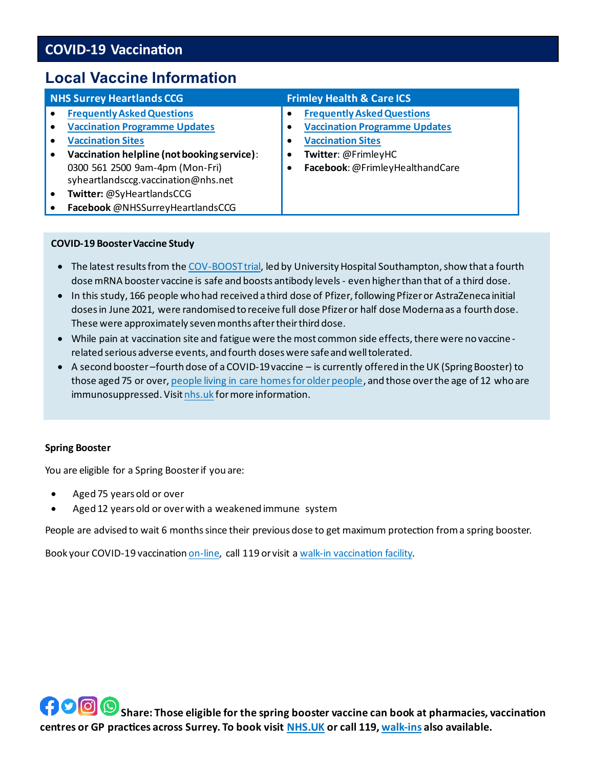## COVID-19 Vaccination

### Local Vaccine Information

| NHS Surrey Heartlands CCG | Frimley Health & Care ICS |
|---|---|
| • **Frequently Asked Questions**<br>• **Vaccination Programme Updates**<br>• **Vaccination Sites**<br>• **Vaccination helpline (not booking service)**: 0300 561 2500 9am-4pm (Mon-Fri) syheartlandsccg.vaccination@nhs.net<br>• **Twitter:** @SyHeartlandsCCG<br>• **Facebook** @NHSSurreyHeartlandsCCG | • **Frequently Asked Questions**<br>• **Vaccination Programme Updates**<br>• **Vaccination Sites**<br>• **Twitter**: @FrimleyHC<br>• **Facebook**: @FrimleyHealthandCare |

**COVID-19 Booster Vaccine Study**

- The latest results from the COV-BOOST trial, led by University Hospital Southampton, show that a fourth dose mRNA booster vaccine is safe and boosts antibody levels - even higher than that of a third dose.
- In this study, 166 people who had received a third dose of Pfizer, following Pfizer or AstraZeneca initial doses in June 2021, were randomised to receive full dose Pfizer or half dose Moderna as a fourth dose. These were approximately seven months after their third dose.
- While pain at vaccination site and fatigue were the most common side effects, there were no vaccine-related serious adverse events, and fourth doses were safe and well tolerated.
- A second booster –fourth dose of a COVID-19 vaccine – is currently offered in the UK (Spring Booster) to those aged 75 or over, people living in care homes for older people, and those over the age of 12 who are immunosuppressed. Visit nhs.uk for more information.

**Spring Booster**

You are eligible for a Spring Booster if you are:

- Aged 75 years old or over
- Aged 12 years old or over with a weakened immune system

People are advised to wait 6 months since their previous dose to get maximum protection from a spring booster.

Book your COVID-19 vaccination on-line, call 119 or visit a walk-in vaccination facility.

**Share: Those eligible for the spring booster vaccine can book at pharmacies, vaccination centres or GP practices across Surrey. To book visit NHS.UK or call 119, walk-ins also available.**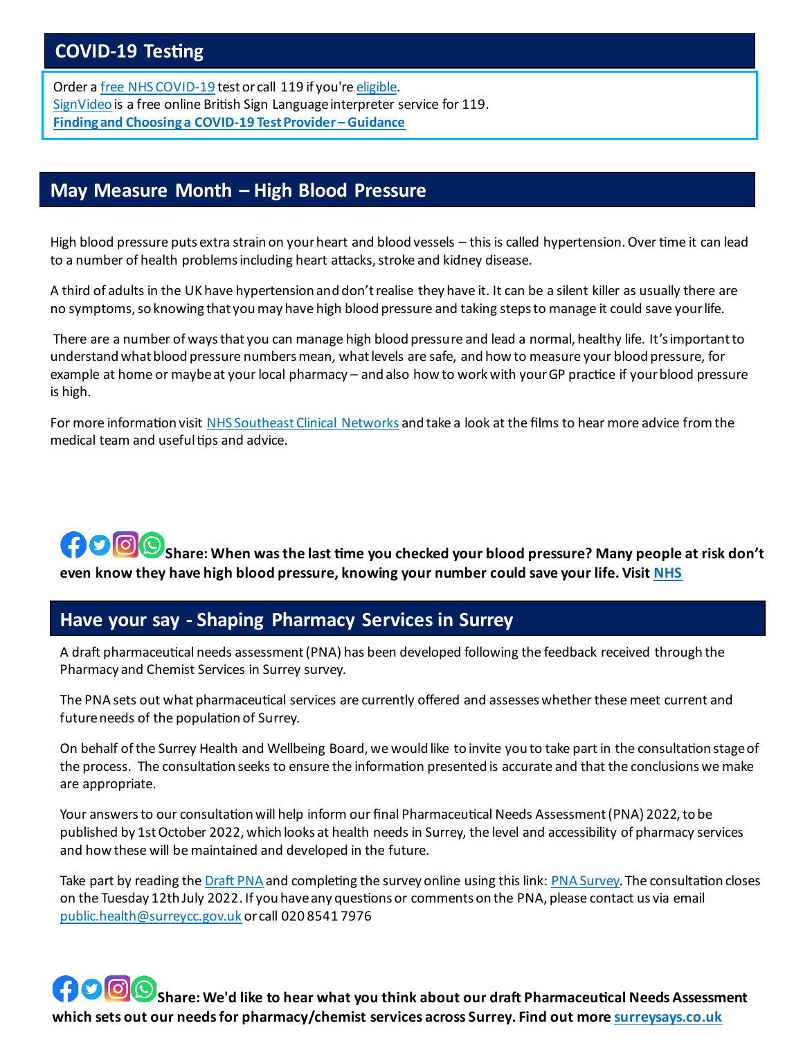## COVID-19 Testing

Order a free NHS COVID-19 test or call 119 if you're eligible.
SignVideo is a free online British Sign Language interpreter service for 119.
**Finding and Choosing a COVID-19 Test Provider – Guidance**

## May Measure Month – High Blood Pressure

High blood pressure puts extra strain on your heart and blood vessels – this is called hypertension. Over time it can lead to a number of health problems including heart attacks, stroke and kidney disease.

A third of adults in the UK have hypertension and don't realise they have it. It can be a silent killer as usually there are no symptoms, so knowing that you may have high blood pressure and taking steps to manage it could save your life.

There are a number of ways that you can manage high blood pressure and lead a normal, healthy life. It's important to understand what blood pressure numbers mean, what levels are safe, and how to measure your blood pressure, for example at home or maybe at your local pharmacy – and also how to work with your GP practice if your blood pressure is high.

For more information visit NHS Southeast Clinical Networks and take a look at the films to hear more advice from the medical team and useful tips and advice.

**Share: When was the last time you checked your blood pressure? Many people at risk don't even know they have high blood pressure, knowing your number could save your life. Visit NHS**

## Have your say - Shaping Pharmacy Services in Surrey

A draft pharmaceutical needs assessment (PNA) has been developed following the feedback received through the Pharmacy and Chemist Services in Surrey survey.

The PNA sets out what pharmaceutical services are currently offered and assesses whether these meet current and future needs of the population of Surrey.

On behalf of the Surrey Health and Wellbeing Board, we would like to invite you to take part in the consultation stage of the process. The consultation seeks to ensure the information presented is accurate and that the conclusions we make are appropriate.

Your answers to our consultation will help inform our final Pharmaceutical Needs Assessment (PNA) 2022, to be published by 1st October 2022, which looks at health needs in Surrey, the level and accessibility of pharmacy services and how these will be maintained and developed in the future.

Take part by reading the Draft PNA and completing the survey online using this link: PNA Survey. The consultation closes on the Tuesday 12th July 2022. If you have any questions or comments on the PNA, please contact us via email public.health@surreycc.gov.uk or call 020 8541 7976

**Share: We'd like to hear what you think about our draft Pharmaceutical Needs Assessment which sets out our needs for pharmacy/chemist services across Surrey. Find out more surreysays.co.uk**